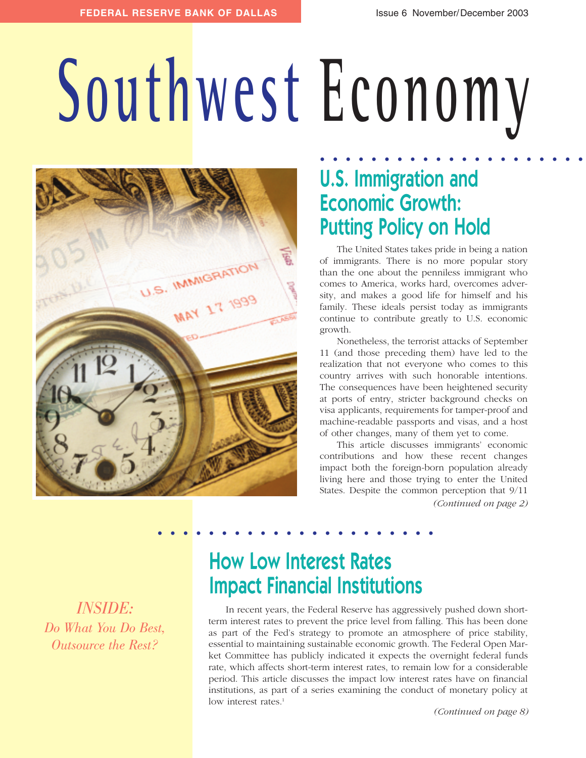FEDERAL RESERVE BANK OF DALLAS

Issue 6 November/December 2003

# Southwest Economy

## U.S. Immigration and Economic Growth: Putting Policy on Hold

The United States takes pride in being a nation of immigrants. There is no more popular story than the one about the penniless immigrant who comes to America, works hard, overcomes adversity, and makes a good life for himself and his family. These ideals persist today as immigrants continue to contribute greatly to U.S. economic growth.

Nonetheless, the terrorist attacks of September 11 (and those preceding them) have led to the realization that not everyone who comes to this country arrives with such honorable intentions. The consequences have been heightened security at ports of entry, stricter background checks on visa applicants, requirements for tamper-proof and machine-readable passports and visas, and a host of other changes, many of them yet to come.

This article discusses immigrants' economic contributions and how these recent changes impact both the foreign-born population already living here and those trying to enter the United States. Despite the common perception that 9/11

*(Continued on page 2)*

## How Low Interest Rates Impact Financial Institutions

In recent years, the Federal Reserve has aggressively pushed down short-term interest rates to prevent the price level from falling. This has been done as part of the Fed's strategy to promote an atmosphere of price stability, essential to maintaining sustainable economic growth. The Federal Open Market Committee has publicly indicated it expects the overnight federal funds rate, which affects short-term interest rates, to remain low for a considerable period. This article discusses the impact low interest rates have on financial institutions, as part of a series examining the conduct of monetary policy at low interest rates.[1]

*(Continued on page 8)*

*INSIDE:*
*Do What You Do Best, Outsource the Rest?*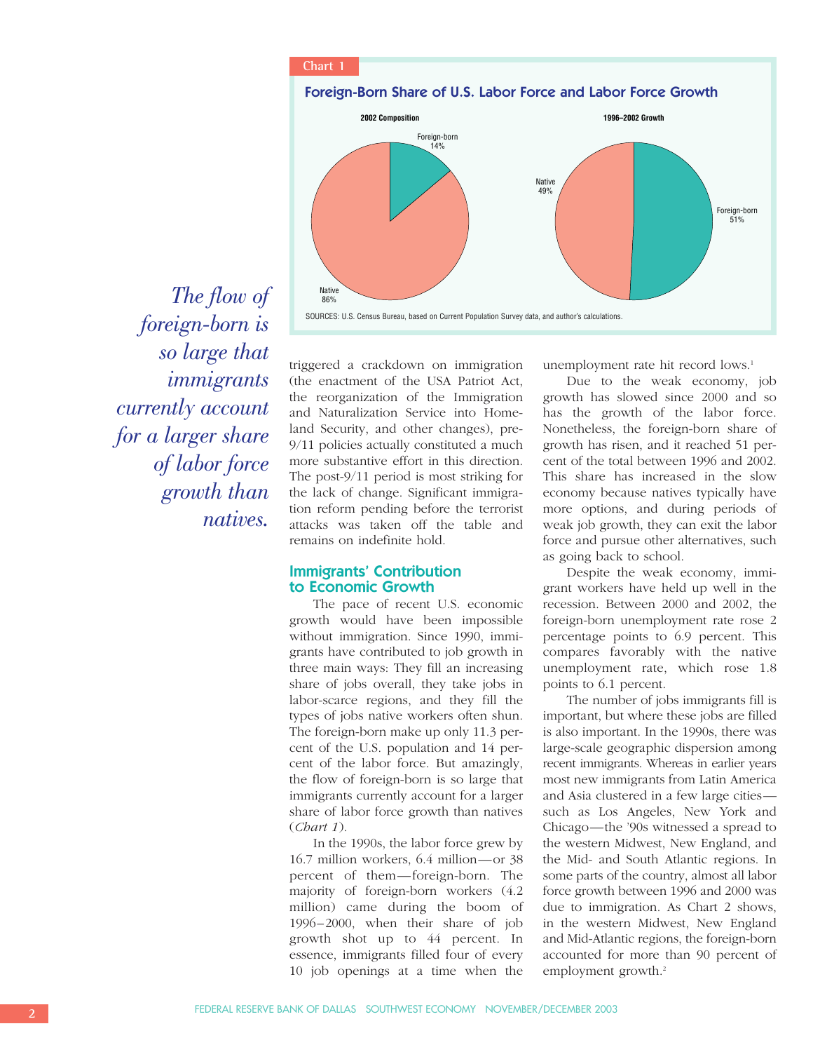Chart 1

**Foreign-Born Share of U.S. Labor Force and Labor Force Growth**

2002 Composition: Foreign-born 14%, Native 86%

1996–2002 Growth: Native 49%, Foreign-born 51%

SOURCES: U.S. Census Bureau, based on Current Population Survey data, and author's calculations.

*The flow of foreign-born is so large that immigrants currently account for a larger share of labor force growth than natives.*

triggered a crackdown on immigration (the enactment of the USA Patriot Act, the reorganization of the Immigration and Naturalization Service into Homeland Security, and other changes), pre-9/11 policies actually constituted a much more substantive effort in this direction. The post-9/11 period is most striking for the lack of change. Significant immigration reform pending before the terrorist attacks was taken off the table and remains on indefinite hold.

## Immigrants' Contribution to Economic Growth

The pace of recent U.S. economic growth would have been impossible without immigration. Since 1990, immigrants have contributed to job growth in three main ways: They fill an increasing share of jobs overall, they take jobs in labor-scarce regions, and they fill the types of jobs native workers often shun. The foreign-born make up only 11.3 percent of the U.S. population and 14 percent of the labor force. But amazingly, the flow of foreign-born is so large that immigrants currently account for a larger share of labor force growth than natives (*Chart 1*).

In the 1990s, the labor force grew by 16.7 million workers, 6.4 million—or 38 percent of them—foreign-born. The majority of foreign-born workers (4.2 million) came during the boom of 1996–2000, when their share of job growth shot up to 44 percent. In essence, immigrants filled four of every 10 job openings at a time when the unemployment rate hit record lows.[1]

Due to the weak economy, job growth has slowed since 2000 and so has the growth of the labor force. Nonetheless, the foreign-born share of growth has risen, and it reached 51 percent of the total between 1996 and 2002. This share has increased in the slow economy because natives typically have more options, and during periods of weak job growth, they can exit the labor force and pursue other alternatives, such as going back to school.

Despite the weak economy, immigrant workers have held up well in the recession. Between 2000 and 2002, the foreign-born unemployment rate rose 2 percentage points to 6.9 percent. This compares favorably with the native unemployment rate, which rose 1.8 points to 6.1 percent.

The number of jobs immigrants fill is important, but where these jobs are filled is also important. In the 1990s, there was large-scale geographic dispersion among recent immigrants. Whereas in earlier years most new immigrants from Latin America and Asia clustered in a few large cities—such as Los Angeles, New York and Chicago—the '90s witnessed a spread to the western Midwest, New England, and the Mid- and South Atlantic regions. In some parts of the country, almost all labor force growth between 1996 and 2000 was due to immigration. As Chart 2 shows, in the western Midwest, New England and Mid-Atlantic regions, the foreign-born accounted for more than 90 percent of employment growth.[2]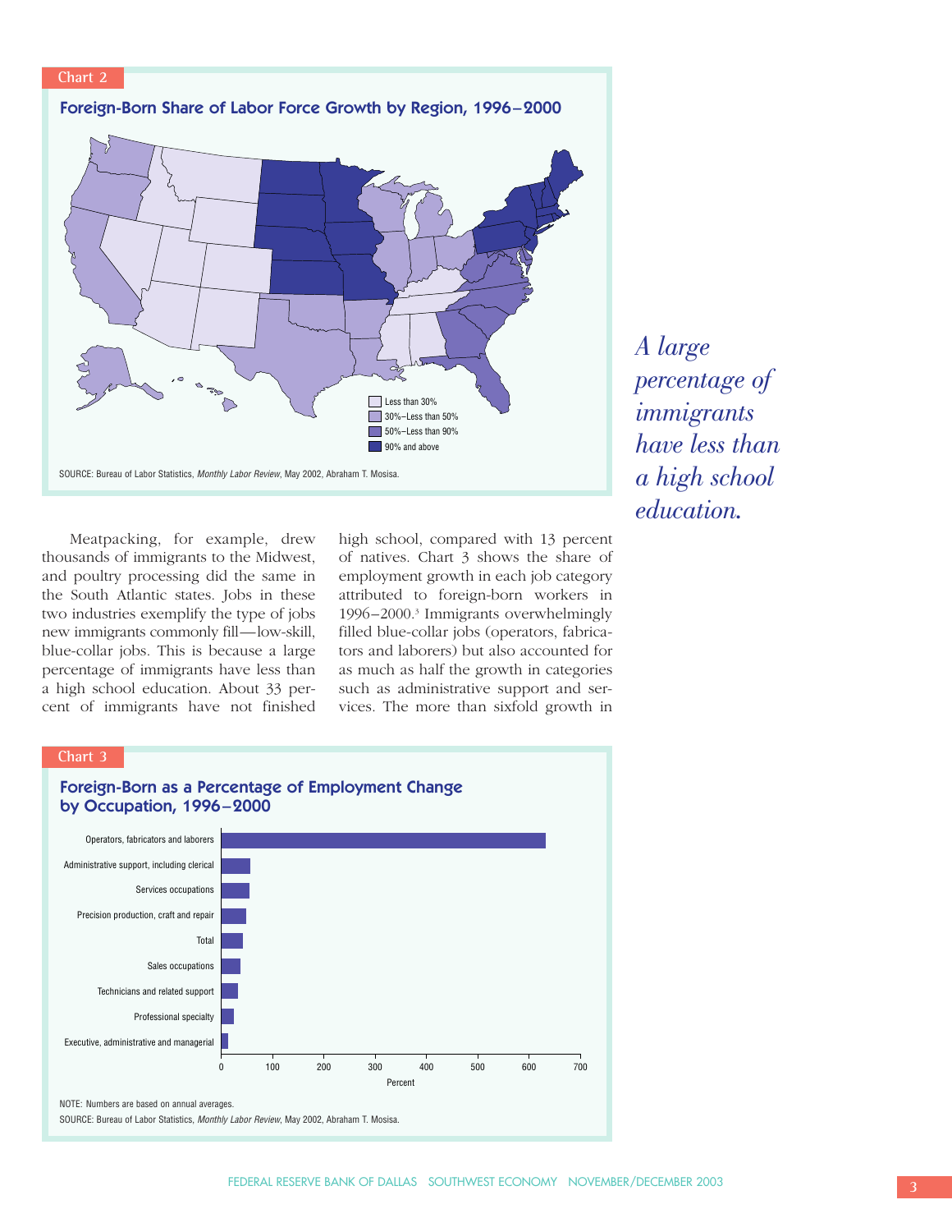**Chart 2**

**Foreign-Born Share of Labor Force Growth by Region, 1996–2000**

- Less than 30%
- 30%–Less than 50%
- 50%–Less than 90%
- 90% and above

SOURCE: Bureau of Labor Statistics, *Monthly Labor Review*, May 2002, Abraham T. Mosisa.

*A large percentage of immigrants have less than a high school education.*

Meatpacking, for example, drew thousands of immigrants to the Midwest, and poultry processing did the same in the South Atlantic states. Jobs in these two industries exemplify the type of jobs new immigrants commonly fill—low-skill, blue-collar jobs. This is because a large percentage of immigrants have less than a high school education. About 33 percent of immigrants have not finished high school, compared with 13 percent of natives. Chart 3 shows the share of employment growth in each job category attributed to foreign-born workers in 1996–2000.[3] Immigrants overwhelmingly filled blue-collar jobs (operators, fabricators and laborers) but also accounted for as much as half the growth in categories such as administrative support and services. The more than sixfold growth in

**Chart 3**

**Foreign-Born as a Percentage of Employment Change by Occupation, 1996–2000**

- Operators, fabricators and laborers
- Administrative support, including clerical
- Services occupations
- Precision production, craft and repair
- Total
- Sales occupations
- Technicians and related support
- Professional specialty
- Executive, administrative and managerial

Percent (axis: 0, 100, 200, 300, 400, 500, 600, 700)

NOTE: Numbers are based on annual averages.

SOURCE: Bureau of Labor Statistics, *Monthly Labor Review*, May 2002, Abraham T. Mosisa.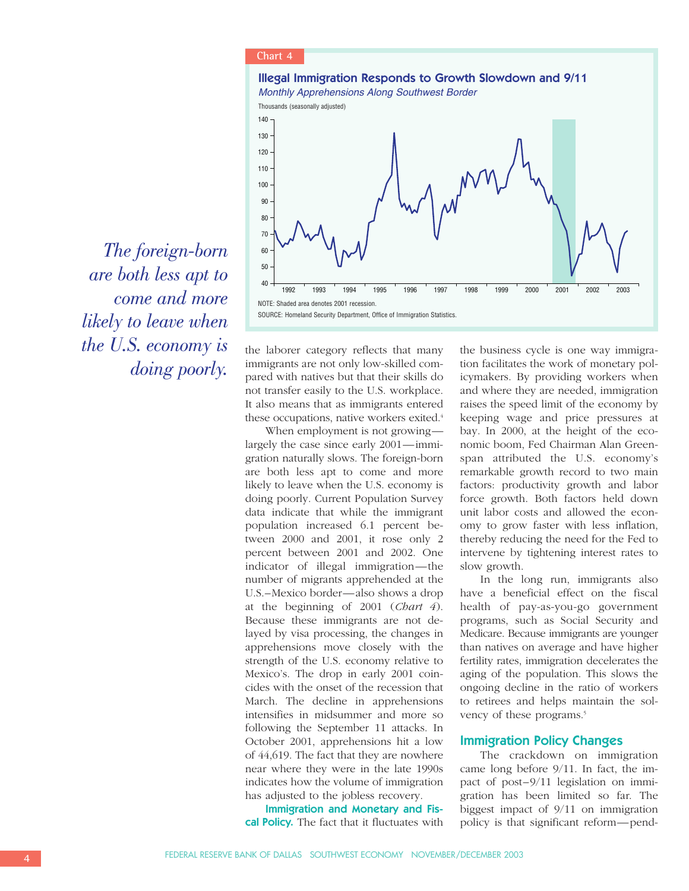Chart 4

**Illegal Immigration Responds to Growth Slowdown and 9/11**

*Monthly Apprehensions Along Southwest Border*

NOTE: Shaded area denotes 2001 recession.

SOURCE: Homeland Security Department, Office of Immigration Statistics.

*The foreign-born are both less apt to come and more likely to leave when the U.S. economy is doing poorly.*

the laborer category reflects that many immigrants are not only low-skilled compared with natives but that their skills do not transfer easily to the U.S. workplace. It also means that as immigrants entered these occupations, native workers exited.[4]

When employment is not growing—largely the case since early 2001—immigration naturally slows. The foreign-born are both less apt to come and more likely to leave when the U.S. economy is doing poorly. Current Population Survey data indicate that while the immigrant population increased 6.1 percent between 2000 and 2001, it rose only 2 percent between 2001 and 2002. One indicator of illegal immigration—the number of migrants apprehended at the U.S.–Mexico border—also shows a drop at the beginning of 2001 (*Chart 4*). Because these immigrants are not delayed by visa processing, the changes in apprehensions move closely with the strength of the U.S. economy relative to Mexico's. The drop in early 2001 coincides with the onset of the recession that March. The decline in apprehensions intensifies in midsummer and more so following the September 11 attacks. In October 2001, apprehensions hit a low of 44,619. The fact that they are nowhere near where they were in the late 1990s indicates how the volume of immigration has adjusted to the jobless recovery.

**Immigration and Monetary and Fiscal Policy.** The fact that it fluctuates with the business cycle is one way immigration facilitates the work of monetary policymakers. By providing workers when and where they are needed, immigration raises the speed limit of the economy by keeping wage and price pressures at bay. In 2000, at the height of the economic boom, Fed Chairman Alan Greenspan attributed the U.S. economy's remarkable growth record to two main factors: productivity growth and labor force growth. Both factors held down unit labor costs and allowed the economy to grow faster with less inflation, thereby reducing the need for the Fed to intervene by tightening interest rates to slow growth.

In the long run, immigrants also have a beneficial effect on the fiscal health of pay-as-you-go government programs, such as Social Security and Medicare. Because immigrants are younger than natives on average and have higher fertility rates, immigration decelerates the aging of the population. This slows the ongoing decline in the ratio of workers to retirees and helps maintain the solvency of these programs.[5]

## Immigration Policy Changes

The crackdown on immigration came long before 9/11. In fact, the impact of post–9/11 legislation on immigration has been limited so far. The biggest impact of 9/11 on immigration policy is that significant reform—pend-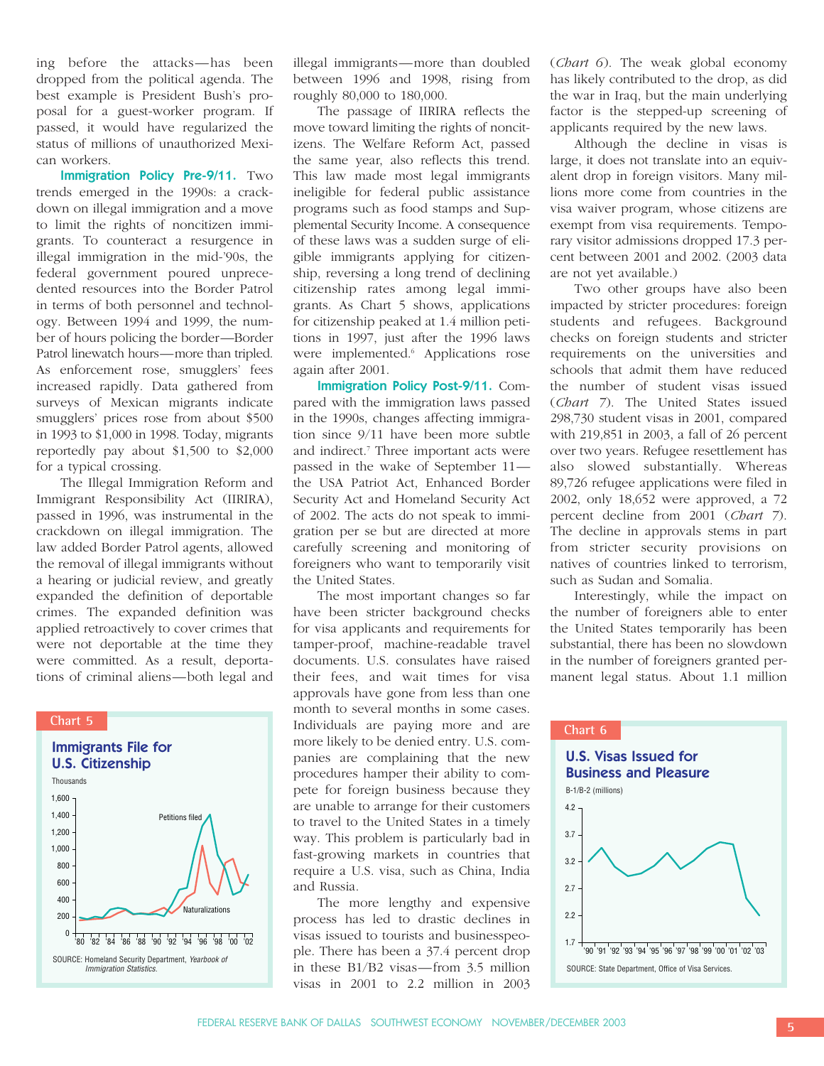ing before the attacks—has been dropped from the political agenda. The best example is President Bush's proposal for a guest-worker program. If passed, it would have regularized the status of millions of unauthorized Mexican workers.

**Immigration Policy Pre-9/11.** Two trends emerged in the 1990s: a crackdown on illegal immigration and a move to limit the rights of noncitizen immigrants. To counteract a resurgence in illegal immigration in the mid-'90s, the federal government poured unprecedented resources into the Border Patrol in terms of both personnel and technology. Between 1994 and 1999, the number of hours policing the border—Border Patrol linewatch hours—more than tripled. As enforcement rose, smugglers' fees increased rapidly. Data gathered from surveys of Mexican migrants indicate smugglers' prices rose from about $500 in 1993 to $1,000 in 1998. Today, migrants reportedly pay about $1,500 to $2,000 for a typical crossing.

The Illegal Immigration Reform and Immigrant Responsibility Act (IIRIRA), passed in 1996, was instrumental in the crackdown on illegal immigration. The law added Border Patrol agents, allowed the removal of illegal immigrants without a hearing or judicial review, and greatly expanded the definition of deportable crimes. The expanded definition was applied retroactively to cover crimes that were not deportable at the time they were committed. As a result, deportations of criminal aliens—both legal and illegal immigrants—more than doubled between 1996 and 1998, rising from roughly 80,000 to 180,000.

The passage of IIRIRA reflects the move toward limiting the rights of noncitizens. The Welfare Reform Act, passed the same year, also reflects this trend. This law made most legal immigrants ineligible for federal public assistance programs such as food stamps and Supplemental Security Income. A consequence of these laws was a sudden surge of eligible immigrants applying for citizenship, reversing a long trend of declining citizenship rates among legal immigrants. As Chart 5 shows, applications for citizenship peaked at 1.4 million petitions in 1997, just after the 1996 laws were implemented.[6] Applications rose again after 2001.

**Chart 5**

**Immigrants File for U.S. Citizenship**

Thousands; series: Petitions filed, Naturalizations; 1980–2002

SOURCE: Homeland Security Department, *Yearbook of Immigration Statistics.*

**Immigration Policy Post-9/11.** Compared with the immigration laws passed in the 1990s, changes affecting immigration since 9/11 have been more subtle and indirect.[7] Three important acts were passed in the wake of September 11—the USA Patriot Act, Enhanced Border Security Act and Homeland Security Act of 2002. The acts do not speak to immigration per se but are directed at more carefully screening and monitoring of foreigners who want to temporarily visit the United States.

The most important changes so far have been stricter background checks for visa applicants and requirements for tamper-proof, machine-readable travel documents. U.S. consulates have raised their fees, and wait times for visa approvals have gone from less than one month to several months in some cases. Individuals are paying more and are more likely to be denied entry. U.S. companies are complaining that the new procedures hamper their ability to compete for foreign business because they are unable to arrange for their customers to travel to the United States in a timely way. This problem is particularly bad in fast-growing markets in countries that require a U.S. visa, such as China, India and Russia.

The more lengthy and expensive process has led to drastic declines in visas issued to tourists and businesspeople. There has been a 37.4 percent drop in these B1/B2 visas—from 3.5 million visas in 2001 to 2.2 million in 2003 (*Chart 6*). The weak global economy has likely contributed to the drop, as did the war in Iraq, but the main underlying factor is the stepped-up screening of applicants required by the new laws.

Although the decline in visas is large, it does not translate into an equivalent drop in foreign visitors. Many millions more come from countries in the visa waiver program, whose citizens are exempt from visa requirements. Temporary visitor admissions dropped 17.3 percent between 2001 and 2002. (2003 data are not yet available.)

Two other groups have also been impacted by stricter procedures: foreign students and refugees. Background checks on foreign students and stricter requirements on the universities and schools that admit them have reduced the number of student visas issued (*Chart 7*). The United States issued 298,730 student visas in 2001, compared with 219,851 in 2003, a fall of 26 percent over two years. Refugee resettlement has also slowed substantially. Whereas 89,726 refugee applications were filed in 2002, only 18,652 were approved, a 72 percent decline from 2001 (*Chart 7*). The decline in approvals stems in part from stricter security provisions on natives of countries linked to terrorism, such as Sudan and Somalia.

Interestingly, while the impact on the number of foreigners able to enter the United States temporarily has been substantial, there has been no slowdown in the number of foreigners granted permanent legal status. About 1.1 million

**Chart 6**

**U.S. Visas Issued for Business and Pleasure**

B-1/B-2 (millions); 1990–2003

SOURCE: State Department, Office of Visa Services.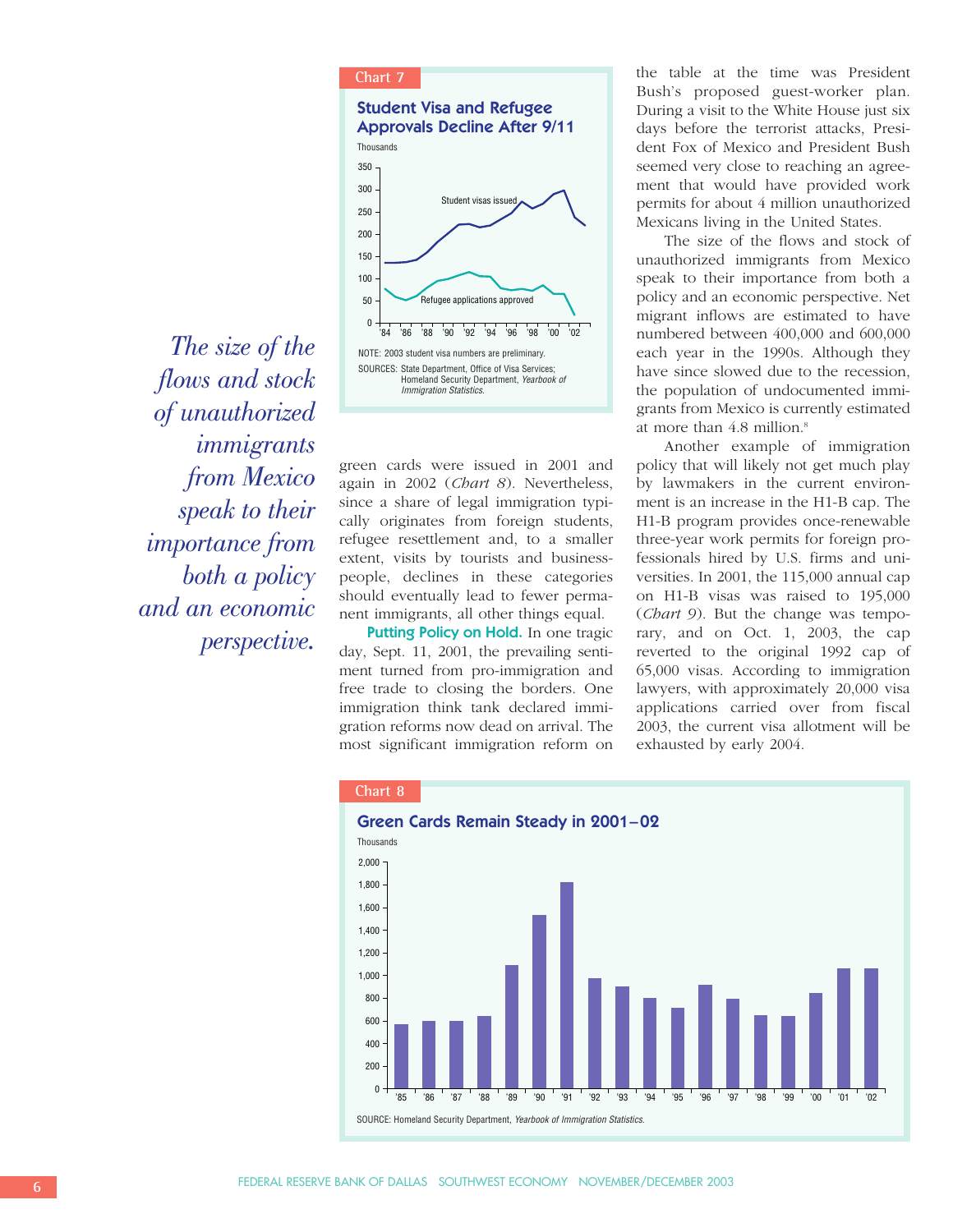**Chart 7**

**Student Visa and Refugee Approvals Decline After 9/11**

Thousands

NOTE: 2003 student visa numbers are preliminary.

SOURCES: State Department, Office of Visa Services; Homeland Security Department, *Yearbook of Immigration Statistics.*

green cards were issued in 2001 and again in 2002 (*Chart 8*). Nevertheless, since a share of legal immigration typically originates from foreign students, refugee resettlement and, to a smaller extent, visits by tourists and businesspeople, declines in these categories should eventually lead to fewer permanent immigrants, all other things equal.

**Putting Policy on Hold.** In one tragic day, Sept. 11, 2001, the prevailing sentiment turned from pro-immigration and free trade to closing the borders. One immigration think tank declared immigration reforms now dead on arrival. The most significant immigration reform on the table at the time was President Bush's proposed guest-worker plan. During a visit to the White House just six days before the terrorist attacks, President Fox of Mexico and President Bush seemed very close to reaching an agreement that would have provided work permits for about 4 million unauthorized Mexicans living in the United States.

The size of the flows and stock of unauthorized immigrants from Mexico speak to their importance from both a policy and an economic perspective. Net migrant inflows are estimated to have numbered between 400,000 and 600,000 each year in the 1990s. Although they have since slowed due to the recession, the population of undocumented immigrants from Mexico is currently estimated at more than 4.8 million.[8]

*The size of the flows and stock of unauthorized immigrants from Mexico speak to their importance from both a policy and an economic perspective.*

Another example of immigration policy that will likely not get much play by lawmakers in the current environment is an increase in the H1-B cap. The H1-B program provides once-renewable three-year work permits for foreign professionals hired by U.S. firms and universities. In 2001, the 115,000 annual cap on H1-B visas was raised to 195,000 (*Chart 9*). But the change was temporary, and on Oct. 1, 2003, the cap reverted to the original 1992 cap of 65,000 visas. According to immigration lawyers, with approximately 20,000 visa applications carried over from fiscal 2003, the current visa allotment will be exhausted by early 2004.

**Chart 8**

**Green Cards Remain Steady in 2001–02**

Thousands

SOURCE: Homeland Security Department, *Yearbook of Immigration Statistics.*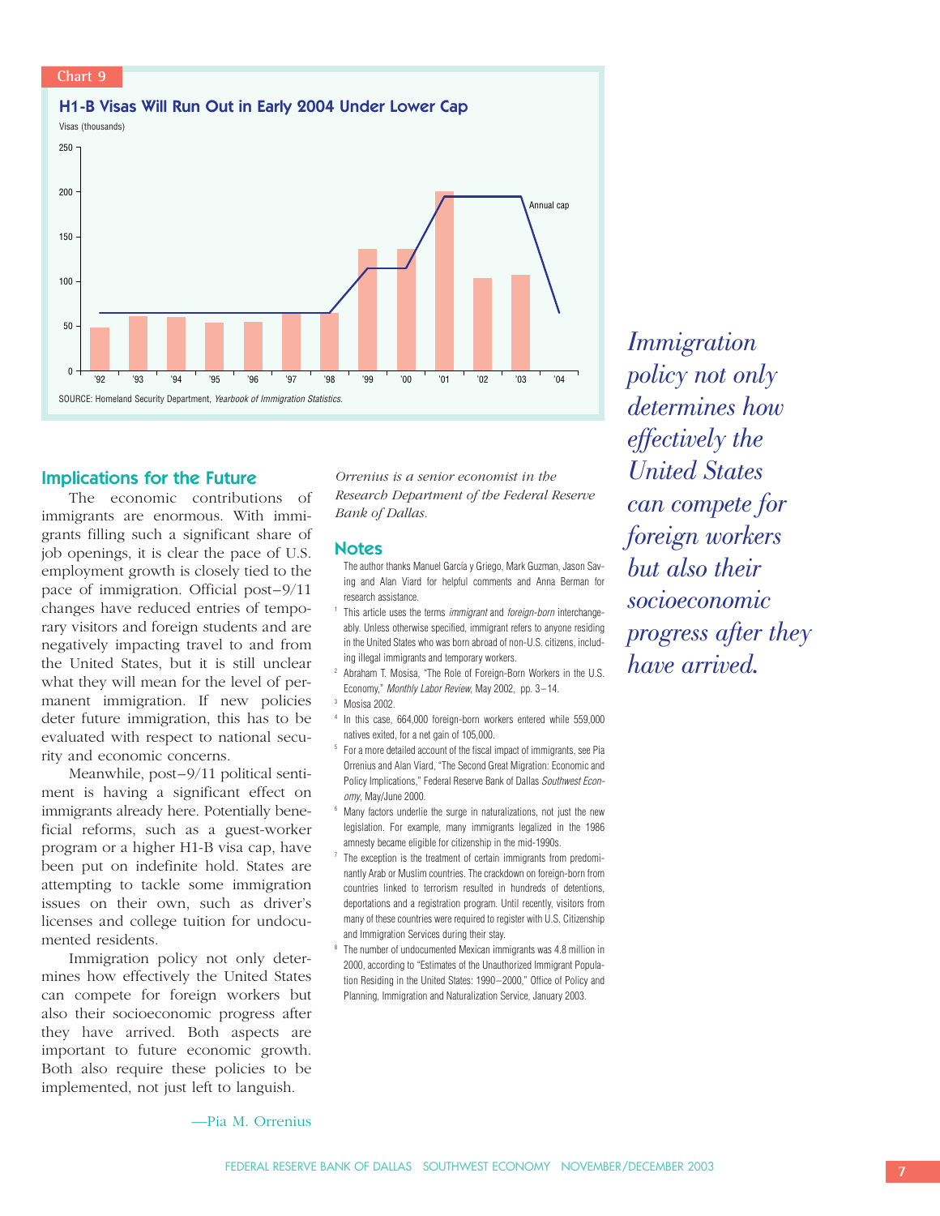Chart 9

**H1-B Visas Will Run Out in Early 2004 Under Lower Cap**

Visas (thousands)

250
200
150
100
50
0

'92 '93 '94 '95 '96 '97 '98 '99 '00 '01 '02 '03 '04

Annual cap

SOURCE: Homeland Security Department, *Yearbook of Immigration Statistics*.

## Implications for the Future

The economic contributions of immigrants are enormous. With immigrants filling such a significant share of job openings, it is clear the pace of U.S. employment growth is closely tied to the pace of immigration. Official post–9/11 changes have reduced entries of temporary visitors and foreign students and are negatively impacting travel to and from the United States, but it is still unclear what they will mean for the level of permanent immigration. If new policies deter future immigration, this has to be evaluated with respect to national security and economic concerns.

Meanwhile, post–9/11 political sentiment is having a significant effect on immigrants already here. Potentially beneficial reforms, such as a guest-worker program or a higher H1-B visa cap, have been put on indefinite hold. States are attempting to tackle some immigration issues on their own, such as driver's licenses and college tuition for undocumented residents.

Immigration policy not only determines how effectively the United States can compete for foreign workers but also their socioeconomic progress after they have arrived. Both aspects are important to future economic growth. Both also require these policies to be implemented, not just left to languish.

—Pia M. Orrenius

*Orrenius is a senior economist in the Research Department of the Federal Reserve Bank of Dallas.*

## Notes

The author thanks Manuel García y Griego, Mark Guzman, Jason Saving and Alan Viard for helpful comments and Anna Berman for research assistance.

[1] This article uses the terms *immigrant* and *foreign-born* interchangeably. Unless otherwise specified, immigrant refers to anyone residing in the United States who was born abroad of non-U.S. citizens, including illegal immigrants and temporary workers.

[2] Abraham T. Mosisa, "The Role of Foreign-Born Workers in the U.S. Economy," *Monthly Labor Review*, May 2002, pp. 3–14.

[3] Mosisa 2002.

[4] In this case, 664,000 foreign-born workers entered while 559,000 natives exited, for a net gain of 105,000.

[5] For a more detailed account of the fiscal impact of immigrants, see Pia Orrenius and Alan Viard, "The Second Great Migration: Economic and Policy Implications," Federal Reserve Bank of Dallas *Southwest Economy*, May/June 2000.

[6] Many factors underlie the surge in naturalizations, not just the new legislation. For example, many immigrants legalized in the 1986 amnesty became eligible for citizenship in the mid-1990s.

[7] The exception is the treatment of certain immigrants from predominantly Arab or Muslim countries. The crackdown on foreign-born from countries linked to terrorism resulted in hundreds of detentions, deportations and a registration program. Until recently, visitors from many of these countries were required to register with U.S. Citizenship and Immigration Services during their stay.

[8] The number of undocumented Mexican immigrants was 4.8 million in 2000, according to "Estimates of the Unauthorized Immigrant Population Residing in the United States: 1990–2000," Office of Policy and Planning, Immigration and Naturalization Service, January 2003.

*Immigration policy not only determines how effectively the United States can compete for foreign workers but also their socioeconomic progress after they have arrived.*